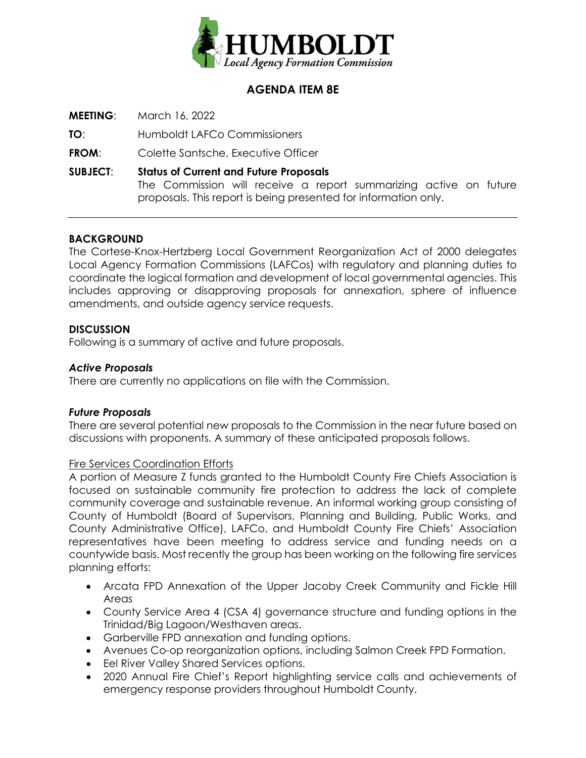# HUMBOLDT
*Local Agency Formation Commission*

## AGENDA ITEM 8E

**MEETING**: March 16, 2022

**TO**: Humboldt LAFCo Commissioners

**FROM**: Colette Santsche, Executive Officer

**SUBJECT**: **Status of Current and Future Proposals**
The Commission will receive a report summarizing active on future proposals. This report is being presented for information only.

---

### BACKGROUND

The Cortese-Knox-Hertzberg Local Government Reorganization Act of 2000 delegates Local Agency Formation Commissions (LAFCos) with regulatory and planning duties to coordinate the logical formation and development of local governmental agencies. This includes approving or disapproving proposals for annexation, sphere of influence amendments, and outside agency service requests.

### DISCUSSION

Following is a summary of active and future proposals.

#### *Active Proposals*

There are currently no applications on file with the Commission.

#### *Future Proposals*

There are several potential new proposals to the Commission in the near future based on discussions with proponents. A summary of these anticipated proposals follows.

<u>Fire Services Coordination Efforts</u>

A portion of Measure Z funds granted to the Humboldt County Fire Chiefs Association is focused on sustainable community fire protection to address the lack of complete community coverage and sustainable revenue. An informal working group consisting of County of Humboldt (Board of Supervisors, Planning and Building, Public Works, and County Administrative Office), LAFCo, and Humboldt County Fire Chiefs' Association representatives have been meeting to address service and funding needs on a countywide basis. Most recently the group has been working on the following fire services planning efforts:

- Arcata FPD Annexation of the Upper Jacoby Creek Community and Fickle Hill Areas
- County Service Area 4 (CSA 4) governance structure and funding options in the Trinidad/Big Lagoon/Westhaven areas.
- Garberville FPD annexation and funding options.
- Avenues Co-op reorganization options, including Salmon Creek FPD Formation.
- Eel River Valley Shared Services options.
- 2020 Annual Fire Chief's Report highlighting service calls and achievements of emergency response providers throughout Humboldt County.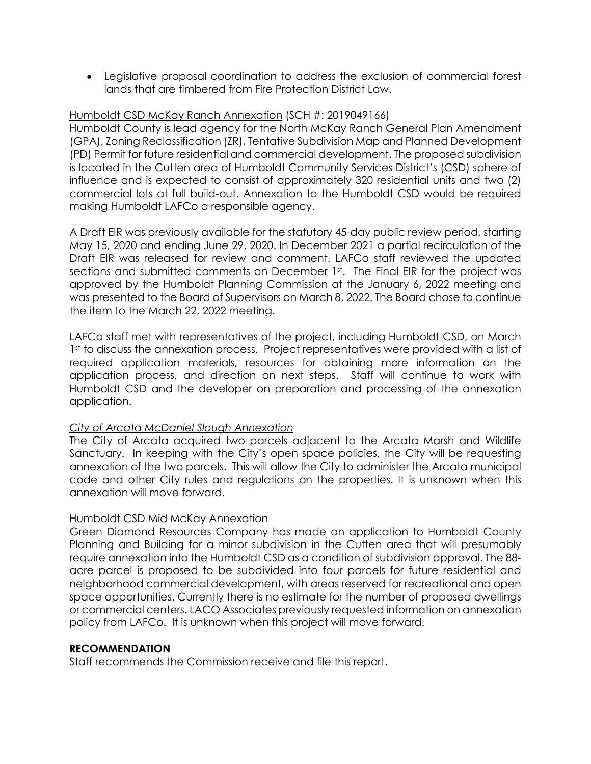- Legislative proposal coordination to address the exclusion of commercial forest lands that are timbered from Fire Protection District Law.

Humboldt CSD McKay Ranch Annexation (SCH #: 2019049166)

Humboldt County is lead agency for the North McKay Ranch General Plan Amendment (GPA), Zoning Reclassification (ZR), Tentative Subdivision Map and Planned Development (PD) Permit for future residential and commercial development. The proposed subdivision is located in the Cutten area of Humboldt Community Services District's (CSD) sphere of influence and is expected to consist of approximately 320 residential units and two (2) commercial lots at full build-out. Annexation to the Humboldt CSD would be required making Humboldt LAFCo a responsible agency.

A Draft EIR was previously available for the statutory 45-day public review period, starting May 15, 2020 and ending June 29, 2020. In December 2021 a partial recirculation of the Draft EIR was released for review and comment. LAFCo staff reviewed the updated sections and submitted comments on December 1st. The Final EIR for the project was approved by the Humboldt Planning Commission at the January 6, 2022 meeting and was presented to the Board of Supervisors on March 8, 2022. The Board chose to continue the item to the March 22, 2022 meeting.

LAFCo staff met with representatives of the project, including Humboldt CSD, on March 1st to discuss the annexation process. Project representatives were provided with a list of required application materials, resources for obtaining more information on the application process, and direction on next steps. Staff will continue to work with Humboldt CSD and the developer on preparation and processing of the annexation application.

*City of Arcata McDaniel Slough Annexation*

The City of Arcata acquired two parcels adjacent to the Arcata Marsh and Wildlife Sanctuary. In keeping with the City's open space policies, the City will be requesting annexation of the two parcels. This will allow the City to administer the Arcata municipal code and other City rules and regulations on the properties. It is unknown when this annexation will move forward.

Humboldt CSD Mid McKay Annexation

Green Diamond Resources Company has made an application to Humboldt County Planning and Building for a minor subdivision in the Cutten area that will presumably require annexation into the Humboldt CSD as a condition of subdivision approval. The 88-acre parcel is proposed to be subdivided into four parcels for future residential and neighborhood commercial development, with areas reserved for recreational and open space opportunities. Currently there is no estimate for the number of proposed dwellings or commercial centers. LACO Associates previously requested information on annexation policy from LAFCo. It is unknown when this project will move forward.

**RECOMMENDATION**

Staff recommends the Commission receive and file this report.